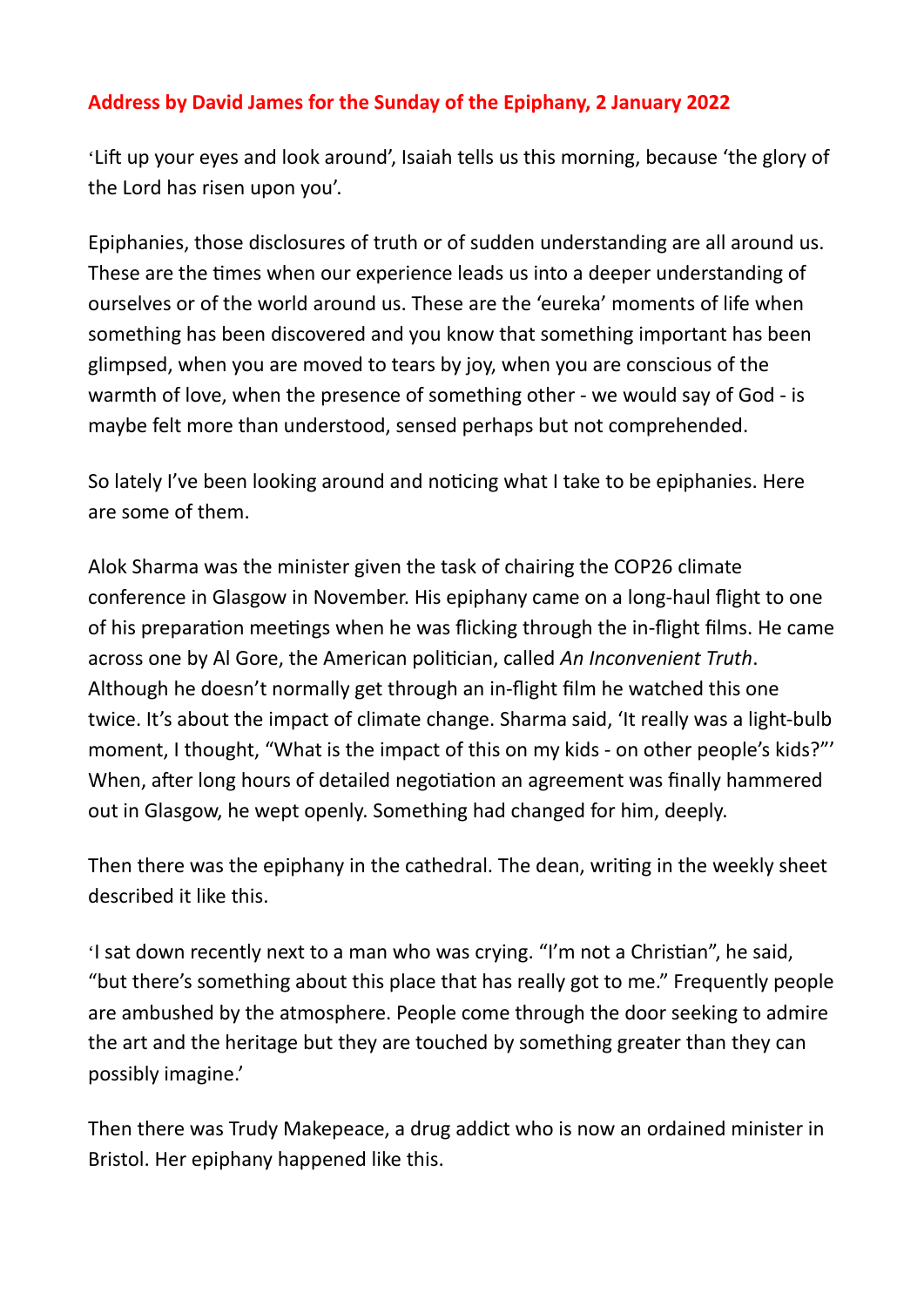**Address by David James for the Sunday of the Epiphany, 2 January 2022**

'Lift up your eyes and look around', Isaiah tells us this morning, because 'the glory of the Lord has risen upon you'.

Epiphanies, those disclosures of truth or of sudden understanding are all around us. These are the times when our experience leads us into a deeper understanding of ourselves or of the world around us. These are the 'eureka' moments of life when something has been discovered and you know that something important has been glimpsed, when you are moved to tears by joy, when you are conscious of the warmth of love, when the presence of something other - we would say of God - is maybe felt more than understood, sensed perhaps but not comprehended.

So lately I've been looking around and noticing what I take to be epiphanies. Here are some of them.

Alok Sharma was the minister given the task of chairing the COP26 climate conference in Glasgow in November. His epiphany came on a long-haul flight to one of his preparation meetings when he was flicking through the in-flight films. He came across one by Al Gore, the American politician, called *An Inconvenient Truth*. Although he doesn't normally get through an in-flight film he watched this one twice. It's about the impact of climate change. Sharma said, 'It really was a light-bulb moment, I thought, "What is the impact of this on my kids - on other people's kids?"' When, after long hours of detailed negotiation an agreement was finally hammered out in Glasgow, he wept openly. Something had changed for him, deeply.

Then there was the epiphany in the cathedral. The dean, writing in the weekly sheet described it like this.

'I sat down recently next to a man who was crying. "I'm not a Christian", he said, "but there's something about this place that has really got to me." Frequently people are ambushed by the atmosphere. People come through the door seeking to admire the art and the heritage but they are touched by something greater than they can possibly imagine.'

Then there was Trudy Makepeace, a drug addict who is now an ordained minister in Bristol. Her epiphany happened like this.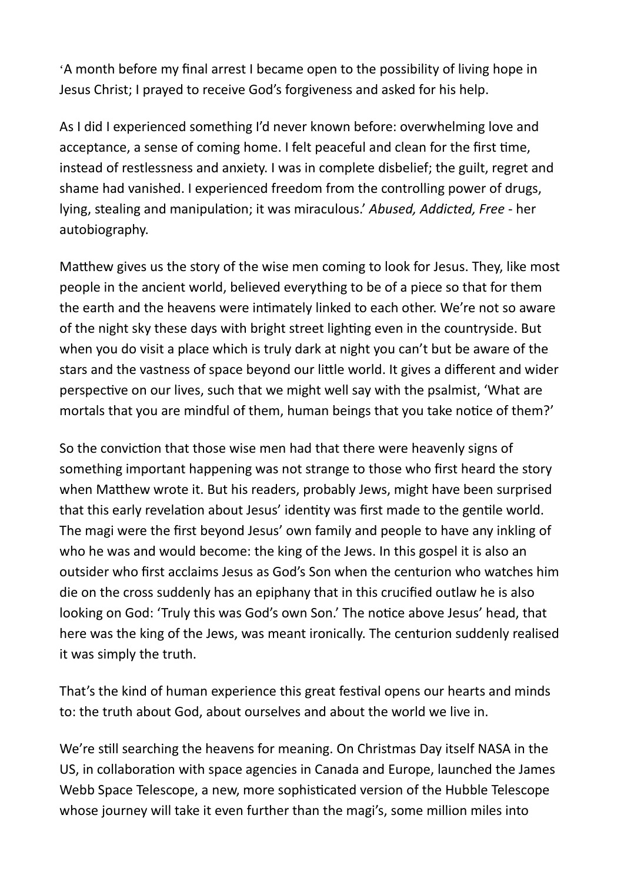'A month before my final arrest I became open to the possibility of living hope in Jesus Christ; I prayed to receive God's forgiveness and asked for his help.

As I did I experienced something I'd never known before: overwhelming love and acceptance, a sense of coming home. I felt peaceful and clean for the first time, instead of restlessness and anxiety. I was in complete disbelief; the guilt, regret and shame had vanished. I experienced freedom from the controlling power of drugs, lying, stealing and manipulation; it was miraculous.' *Abused, Addicted, Free* - her autobiography.

Matthew gives us the story of the wise men coming to look for Jesus. They, like most people in the ancient world, believed everything to be of a piece so that for them the earth and the heavens were intimately linked to each other. We're not so aware of the night sky these days with bright street lighting even in the countryside. But when you do visit a place which is truly dark at night you can't but be aware of the stars and the vastness of space beyond our little world. It gives a different and wider perspective on our lives, such that we might well say with the psalmist, 'What are mortals that you are mindful of them, human beings that you take notice of them?'

So the conviction that those wise men had that there were heavenly signs of something important happening was not strange to those who first heard the story when Matthew wrote it. But his readers, probably Jews, might have been surprised that this early revelation about Jesus' identity was first made to the gentile world. The magi were the first beyond Jesus' own family and people to have any inkling of who he was and would become: the king of the Jews. In this gospel it is also an outsider who first acclaims Jesus as God's Son when the centurion who watches him die on the cross suddenly has an epiphany that in this crucified outlaw he is also looking on God: 'Truly this was God's own Son.' The notice above Jesus' head, that here was the king of the Jews, was meant ironically. The centurion suddenly realised it was simply the truth.

That's the kind of human experience this great festival opens our hearts and minds to: the truth about God, about ourselves and about the world we live in.

We're still searching the heavens for meaning. On Christmas Day itself NASA in the US, in collaboration with space agencies in Canada and Europe, launched the James Webb Space Telescope, a new, more sophisticated version of the Hubble Telescope whose journey will take it even further than the magi's, some million miles into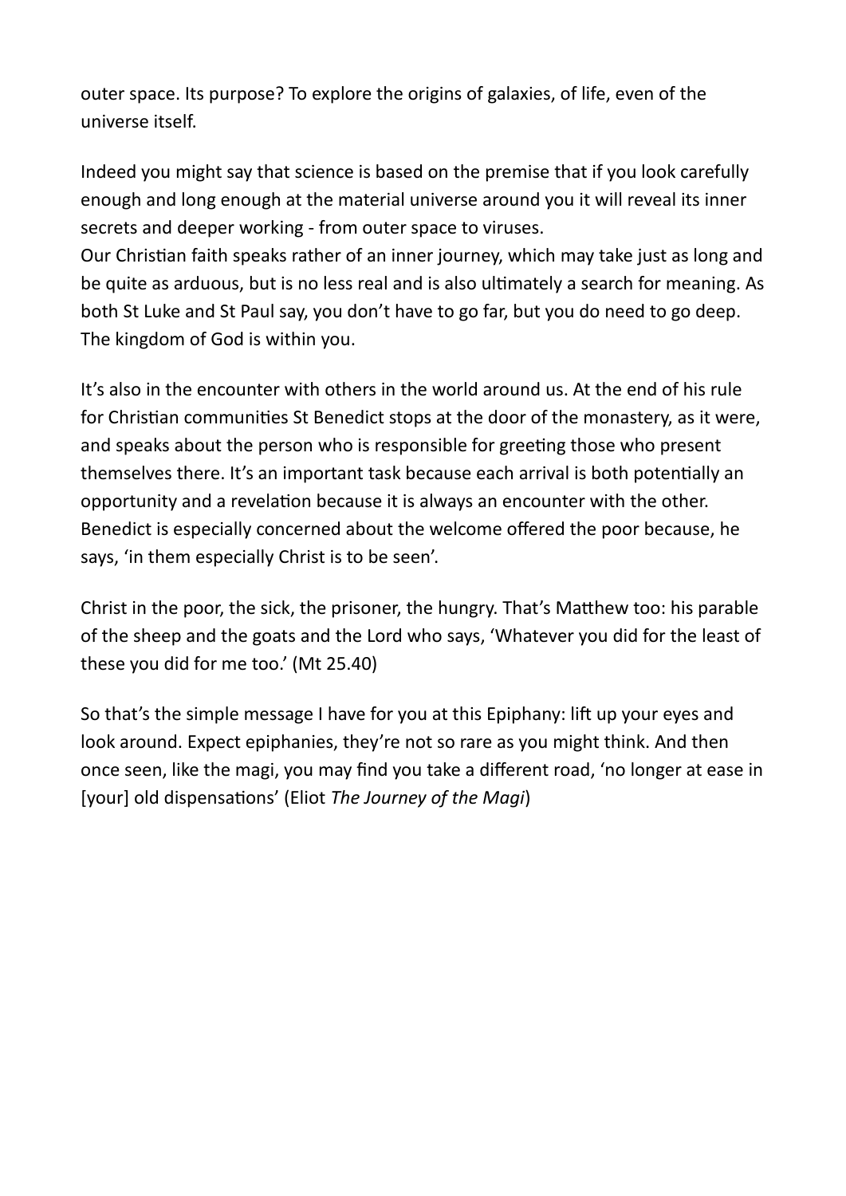outer space. Its purpose? To explore the origins of galaxies, of life, even of the universe itself.

Indeed you might say that science is based on the premise that if you look carefully enough and long enough at the material universe around you it will reveal its inner secrets and deeper working - from outer space to viruses.
Our Christian faith speaks rather of an inner journey, which may take just as long and be quite as arduous, but is no less real and is also ultimately a search for meaning. As both St Luke and St Paul say, you don't have to go far, but you do need to go deep. The kingdom of God is within you.

It's also in the encounter with others in the world around us. At the end of his rule for Christian communities St Benedict stops at the door of the monastery, as it were, and speaks about the person who is responsible for greeting those who present themselves there. It's an important task because each arrival is both potentially an opportunity and a revelation because it is always an encounter with the other. Benedict is especially concerned about the welcome offered the poor because, he says, 'in them especially Christ is to be seen'.

Christ in the poor, the sick, the prisoner, the hungry. That's Matthew too: his parable of the sheep and the goats and the Lord who says, 'Whatever you did for the least of these you did for me too.' (Mt 25.40)

So that's the simple message I have for you at this Epiphany: lift up your eyes and look around. Expect epiphanies, they're not so rare as you might think. And then once seen, like the magi, you may find you take a different road, 'no longer at ease in [your] old dispensations' (Eliot *The Journey of the Magi*)